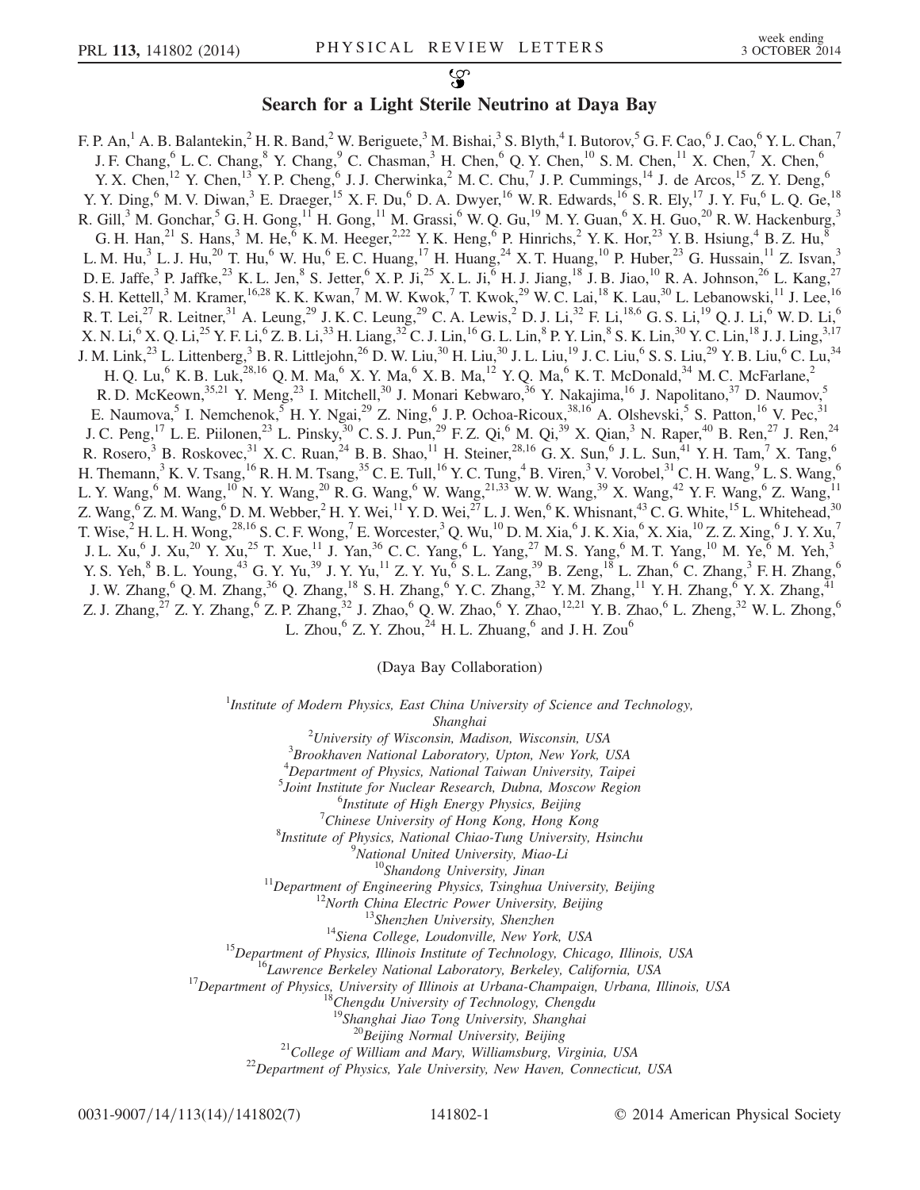# Search for a Light Sterile Neutrino at Daya Bay

F. P. An,[1] A. B. Balantekin,[2] H. R. Band,[2] W. Beriguete,[3] M. Bishai,[3] S. Blyth,[4] I. Butorov,[5] G. F. Cao,[6] J. Cao,[6] Y. L. Chan,[7] J. F. Chang,[6] L. C. Chang,[8] Y. Chang,[9] C. Chasman,[3] H. Chen,[6] Q. Y. Chen,[10] S. M. Chen,[11] X. Chen,[7] X. Chen,[6] Y. X. Chen,[12] Y. Chen,[13] Y. P. Cheng,[6] J. J. Cherwinka,[2] M. C. Chu,[7] J. P. Cummings,[14] J. de Arcos,[15] Z. Y. Deng,[6] Y. Y. Ding,[6] M. V. Diwan,[3] E. Draeger,[15] X. F. Du,[6] D. A. Dwyer,[16] W. R. Edwards,[16] S. R. Ely,[17] J. Y. Fu,[6] L. Q. Ge,[18] R. Gill,[3] M. Gonchar,[5] G. H. Gong,[11] H. Gong,[11] M. Grassi,[6] W. Q. Gu,[19] M. Y. Guan,[6] X. H. Guo,[20] R. W. Hackenburg,[3] G. H. Han,[21] S. Hans,[3] M. He,[6] K. M. Heeger,[2,22] Y. K. Heng,[6] P. Hinrichs,[2] Y. K. Hor,[23] Y. B. Hsiung,[4] B. Z. Hu,[8] L. M. Hu,[3] L. J. Hu,[20] T. Hu,[6] W. Hu,[6] E. C. Huang,[17] H. Huang,[24] X. T. Huang,[10] P. Huber,[23] G. Hussain,[11] Z. Isvan,[3] D. E. Jaffe,[3] P. Jaffke,[23] K. L. Jen,[8] S. Jetter,[6] X. P. Ji,[25] X. L. Ji,[6] H. J. Jiang,[18] J. B. Jiao,[10] R. A. Johnson,[26] L. Kang,[27] S. H. Kettell,[3] M. Kramer,[16,28] K. K. Kwan,[7] M. W. Kwok,[7] T. Kwok,[29] W. C. Lai,[18] K. Lau,[30] L. Lebanowski,[11] J. Lee,[16] R. T. Lei,[27] R. Leitner,[31] A. Leung,[29] J. K. C. Leung,[29] C. A. Lewis,[2] D. J. Li,[32] F. Li,[18,6] G. S. Li,[19] Q. J. Li,[6] W. D. Li,[6] X. N. Li,[6] X. Q. Li,[25] Y. F. Li,[6] Z. B. Li,[33] H. Liang,[32] C. J. Lin,[16] G. L. Lin,[8] P. Y. Lin,[8] S. K. Lin,[30] Y. C. Lin,[18] J. J. Ling,[3,17] J. M. Link,[23] L. Littenberg,[3] B. R. Littlejohn,[26] D. W. Liu,[30] H. Liu,[30] J. L. Liu,[19] J. C. Liu,[6] S. S. Liu,[29] Y. B. Liu,[6] C. Lu,[34] H. Q. Lu,[6] K. B. Luk,[28,16] Q. M. Ma,[6] X. Y. Ma,[6] X. B. Ma,[12] Y. Q. Ma,[6] K. T. McDonald,[34] M. C. McFarlane,[2] R. D. McKeown,[35,21] Y. Meng,[23] I. Mitchell,[30] J. Monari Kebwaro,[36] Y. Nakajima,[16] J. Napolitano,[37] D. Naumov,[5] E. Naumova,[5] I. Nemchenok,[5] H. Y. Ngai,[29] Z. Ning,[6] J. P. Ochoa-Ricoux,[38,16] A. Olshevski,[5] S. Patton,[16] V. Pec,[31] J. C. Peng,[17] L. E. Piilonen,[23] L. Pinsky,[30] C. S. J. Pun,[29] F. Z. Qi,[6] M. Qi,[39] X. Qian,[3] N. Raper,[40] B. Ren,[27] J. Ren,[24] R. Rosero,[3] B. Roskovec,[31] X. C. Ruan,[24] B. B. Shao,[11] H. Steiner,[28,16] G. X. Sun,[6] J. L. Sun,[41] Y. H. Tam,[7] X. Tang,[6] H. Themann,[3] K. V. Tsang,[16] R. H. M. Tsang,[35] C. E. Tull,[16] Y. C. Tung,[4] B. Viren,[3] V. Vorobel,[31] C. H. Wang,[9] L. S. Wang,[6] L. Y. Wang,[6] M. Wang,[10] N. Y. Wang,[20] R. G. Wang,[6] W. Wang,[21,33] W. W. Wang,[39] X. Wang,[42] Y. F. Wang,[6] Z. Wang,[11] Z. Wang,[6] Z. M. Wang,[6] D. M. Webber,[2] H. Y. Wei,[11] Y. D. Wei,[27] L. J. Wen,[6] K. Whisnant,[43] C. G. White,[15] L. Whitehead,[30] T. Wise,[2] H. L. H. Wong,[28,16] S. C. F. Wong,[7] E. Worcester,[3] Q. Wu,[10] D. M. Xia,[6] J. K. Xia,[6] X. Xia,[10] Z. Z. Xing,[6] J. Y. Xu,[7] J. L. Xu,[6] J. Xu,[20] Y. Xu,[25] T. Xue,[11] J. Yan,[36] C. C. Yang,[6] L. Yang,[27] M. S. Yang,[6] M. T. Yang,[10] M. Ye,[6] M. Yeh,[3] Y. S. Yeh,[8] B. L. Young,[43] G. Y. Yu,[39] J. Y. Yu,[11] Z. Y. Yu,[6] S. L. Zang,[39] B. Zeng,[18] L. Zhan,[6] C. Zhang,[3] F. H. Zhang,[6] J. W. Zhang,[6] Q. M. Zhang,[36] Q. Zhang,[18] S. H. Zhang,[6] Y. C. Zhang,[32] Y. M. Zhang,[11] Y. H. Zhang,[6] Y. X. Zhang,[41] Z. J. Zhang,[27] Z. Y. Zhang,[6] Z. P. Zhang,[32] J. Zhao,[6] Q. W. Zhao,[6] Y. Zhao,[12,21] Y. B. Zhao,[6] L. Zheng,[32] W. L. Zhong,[6] L. Zhou,[6] Z. Y. Zhou,[24] H. L. Zhuang,[6] and J. H. Zou[6]

(Daya Bay Collaboration)

[1]*Institute of Modern Physics, East China University of Science and Technology, Shanghai*
[2]*University of Wisconsin, Madison, Wisconsin, USA*
[3]*Brookhaven National Laboratory, Upton, New York, USA*
[4]*Department of Physics, National Taiwan University, Taipei*
[5]*Joint Institute for Nuclear Research, Dubna, Moscow Region*
[6]*Institute of High Energy Physics, Beijing*
[7]*Chinese University of Hong Kong, Hong Kong*
[8]*Institute of Physics, National Chiao-Tung University, Hsinchu*
[9]*National United University, Miao-Li*
[10]*Shandong University, Jinan*
[11]*Department of Engineering Physics, Tsinghua University, Beijing*
[12]*North China Electric Power University, Beijing*
[13]*Shenzhen University, Shenzhen*
[14]*Siena College, Loudonville, New York, USA*
[15]*Department of Physics, Illinois Institute of Technology, Chicago, Illinois, USA*
[16]*Lawrence Berkeley National Laboratory, Berkeley, California, USA*
[17]*Department of Physics, University of Illinois at Urbana-Champaign, Urbana, Illinois, USA*
[18]*Chengdu University of Technology, Chengdu*
[19]*Shanghai Jiao Tong University, Shanghai*
[20]*Beijing Normal University, Beijing*
[21]*College of William and Mary, Williamsburg, Virginia, USA*
[22]*Department of Physics, Yale University, New Haven, Connecticut, USA*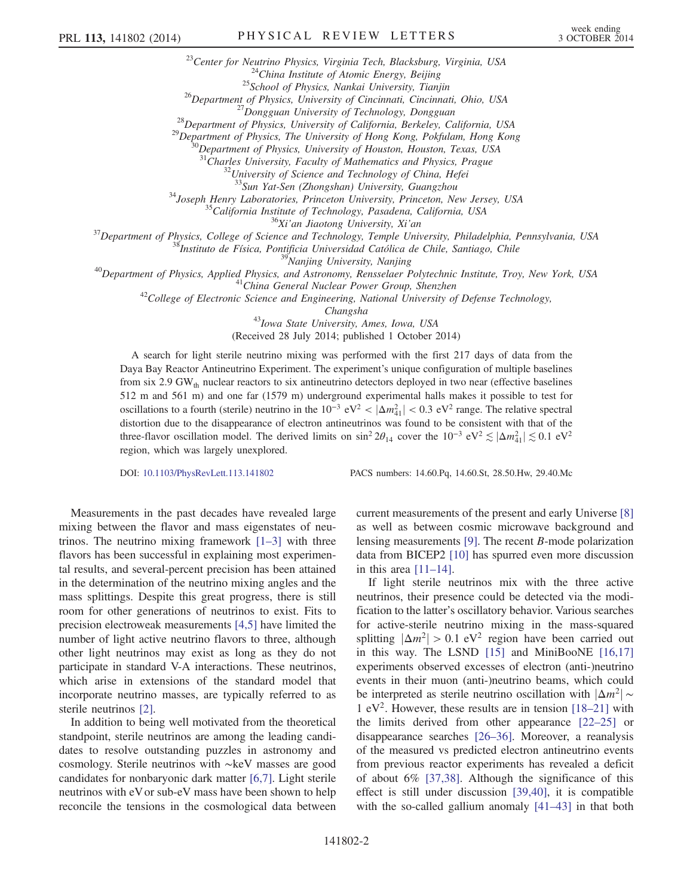[23]Center for Neutrino Physics, Virginia Tech, Blacksburg, Virginia, USA
[24]China Institute of Atomic Energy, Beijing
[25]School of Physics, Nankai University, Tianjin
[26]Department of Physics, University of Cincinnati, Cincinnati, Ohio, USA
[27]Dongguan University of Technology, Dongguan
[28]Department of Physics, University of California, Berkeley, California, USA
[29]Department of Physics, The University of Hong Kong, Pokfulam, Hong Kong
[30]Department of Physics, University of Houston, Houston, Texas, USA
[31]Charles University, Faculty of Mathematics and Physics, Prague
[32]University of Science and Technology of China, Hefei
[33]Sun Yat-Sen (Zhongshan) University, Guangzhou
[34]Joseph Henry Laboratories, Princeton University, Princeton, New Jersey, USA
[35]California Institute of Technology, Pasadena, California, USA
[36]Xi'an Jiaotong University, Xi'an
[37]Department of Physics, College of Science and Technology, Temple University, Philadelphia, Pennsylvania, USA
[38]Instituto de Física, Pontificia Universidad Católica de Chile, Santiago, Chile
[39]Nanjing University, Nanjing
[40]Department of Physics, Applied Physics, and Astronomy, Rensselaer Polytechnic Institute, Troy, New York, USA
[41]China General Nuclear Power Group, Shenzhen
[42]College of Electronic Science and Engineering, National University of Defense Technology, Changsha
[43]Iowa State University, Ames, Iowa, USA

(Received 28 July 2014; published 1 October 2014)

A search for light sterile neutrino mixing was performed with the first 217 days of data from the Daya Bay Reactor Antineutrino Experiment. The experiment's unique configuration of multiple baselines from six 2.9 $\text{GW}_{\text{th}}$ nuclear reactors to six antineutrino detectors deployed in two near (effective baselines 512 m and 561 m) and one far (1579 m) underground experimental halls makes it possible to test for oscillations to a fourth (sterile) neutrino in the $10^{-3}\ \text{eV}^2 < |\Delta m^2_{41}| < 0.3\ \text{eV}^2$ range. The relative spectral distortion due to the disappearance of electron antineutrinos was found to be consistent with that of the three-flavor oscillation model. The derived limits on $\sin^2 2\theta_{14}$ cover the $10^{-3}\ \text{eV}^2 \lesssim |\Delta m^2_{41}| \lesssim 0.1\ \text{eV}^2$ region, which was largely unexplored.

DOI: 10.1103/PhysRevLett.113.141802 PACS numbers: 14.60.Pq, 14.60.St, 28.50.Hw, 29.40.Mc

Measurements in the past decades have revealed large mixing between the flavor and mass eigenstates of neutrinos. The neutrino mixing framework [1–3] with three flavors has been successful in explaining most experimental results, and several-percent precision has been attained in the determination of the neutrino mixing angles and the mass splittings. Despite this great progress, there is still room for other generations of neutrinos to exist. Fits to precision electroweak measurements [4,5] have limited the number of light active neutrino flavors to three, although other light neutrinos may exist as long as they do not participate in standard V-A interactions. These neutrinos, which arise in extensions of the standard model that incorporate neutrino masses, are typically referred to as sterile neutrinos [2].

In addition to being well motivated from the theoretical standpoint, sterile neutrinos are among the leading candidates to resolve outstanding puzzles in astronomy and cosmology. Sterile neutrinos with ~keV masses are good candidates for nonbaryonic dark matter [6,7]. Light sterile neutrinos with eV or sub-eV mass have been shown to help reconcile the tensions in the cosmological data between current measurements of the present and early Universe [8] as well as between cosmic microwave background and lensing measurements [9]. The recent $B$-mode polarization data from BICEP2 [10] has spurred even more discussion in this area [11–14].

If light sterile neutrinos mix with the three active neutrinos, their presence could be detected via the modification to the latter's oscillatory behavior. Various searches for active-sterile neutrino mixing in the mass-squared splitting $|\Delta m^2| > 0.1\ \text{eV}^2$ region have been carried out in this way. The LSND [15] and MiniBooNE [16,17] experiments observed excesses of electron (anti-)neutrino events in their muon (anti-)neutrino beams, which could be interpreted as sterile neutrino oscillation with $|\Delta m^2| \sim 1\ \text{eV}^2$. However, these results are in tension [18–21] with the limits derived from other appearance [22–25] or disappearance searches [26–36]. Moreover, a reanalysis of the measured vs predicted electron antineutrino events from previous reactor experiments has revealed a deficit of about 6% [37,38]. Although the significance of this effect is still under discussion [39,40], it is compatible with the so-called gallium anomaly [41–43] in that both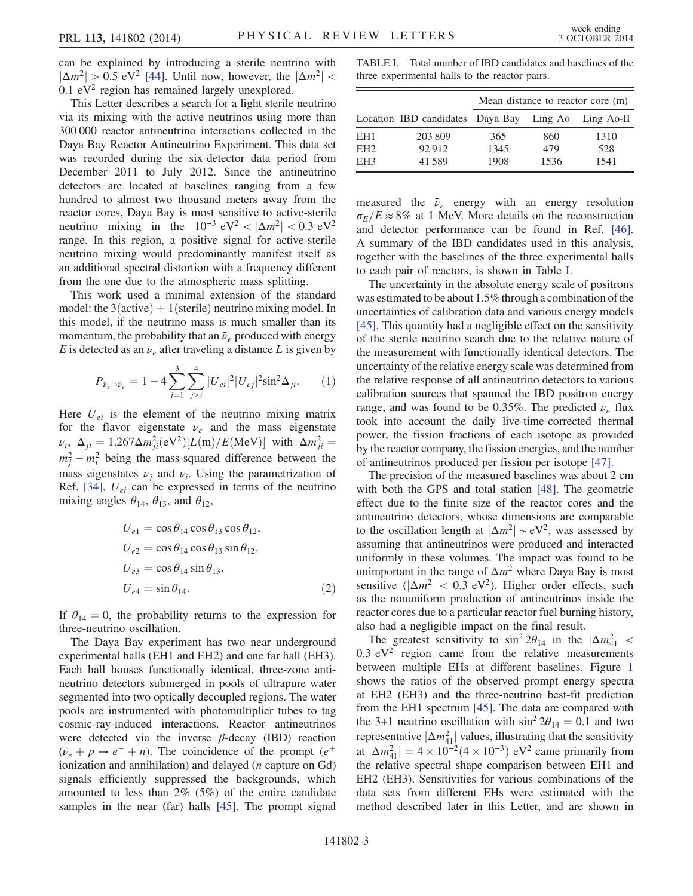can be explained by introducing a sterile neutrino with $|\Delta m^2| > 0.5\ \mathrm{eV}^2$ [44]. Until now, however, the $|\Delta m^2| < 0.1\ \mathrm{eV}^2$ region has remained largely unexplored.

This Letter describes a search for a light sterile neutrino via its mixing with the active neutrinos using more than 300 000 reactor antineutrino interactions collected in the Daya Bay Reactor Antineutrino Experiment. This data set was recorded during the six-detector data period from December 2011 to July 2012. Since the antineutrino detectors are located at baselines ranging from a few hundred to almost two thousand meters away from the reactor cores, Daya Bay is most sensitive to active-sterile neutrino mixing in the $10^{-3}\ \mathrm{eV}^2 < |\Delta m^2| < 0.3\ \mathrm{eV}^2$ range. In this region, a positive signal for active-sterile neutrino mixing would predominantly manifest itself as an additional spectral distortion with a frequency different from the one due to the atmospheric mass splitting.

This work used a minimal extension of the standard model: the 3(active) + 1(sterile) neutrino mixing model. In this model, if the neutrino mass is much smaller than its momentum, the probability that an $\bar{\nu}_e$ produced with energy $E$ is detected as an $\bar{\nu}_e$ after traveling a distance $L$ is given by

$$P_{\bar{\nu}_e \to \bar{\nu}_e} = 1 - 4 \sum_{i=1}^{3} \sum_{j>i}^{4} |U_{ei}|^2 |U_{ej}|^2 \sin^2 \Delta_{ji}. \qquad (1)$$

Here $U_{ei}$ is the element of the neutrino mixing matrix for the flavor eigenstate $\nu_e$ and the mass eigenstate $\nu_i$, $\Delta_{ji} = 1.267 \Delta m^2_{ji}(\mathrm{eV}^2)[L(\mathrm{m})/E(\mathrm{MeV})]$ with $\Delta m^2_{ji} = m^2_j - m^2_i$ being the mass-squared difference between the mass eigenstates $\nu_j$ and $\nu_i$. Using the parametrization of Ref. [34], $U_{ei}$ can be expressed in terms of the neutrino mixing angles $\theta_{14}$, $\theta_{13}$, and $\theta_{12}$,

$$\begin{aligned} U_{e1} &= \cos\theta_{14}\cos\theta_{13}\cos\theta_{12}, \\ U_{e2} &= \cos\theta_{14}\cos\theta_{13}\sin\theta_{12}, \\ U_{e3} &= \cos\theta_{14}\sin\theta_{13}, \\ U_{e4} &= \sin\theta_{14}. \end{aligned} \qquad (2)$$

If $\theta_{14} = 0$, the probability returns to the expression for three-neutrino oscillation.

The Daya Bay experiment has two near underground experimental halls (EH1 and EH2) and one far hall (EH3). Each hall houses functionally identical, three-zone antineutrino detectors submerged in pools of ultrapure water segmented into two optically decoupled regions. The water pools are instrumented with photomultiplier tubes to tag cosmic-ray-induced interactions. Reactor antineutrinos were detected via the inverse $\beta$-decay (IBD) reaction ($\bar{\nu}_e + p \to e^+ + n$). The coincidence of the prompt ($e^+$ ionization and annihilation) and delayed ($n$ capture on Gd) signals efficiently suppressed the backgrounds, which amounted to less than 2% (5%) of the entire candidate samples in the near (far) halls [45]. The prompt signal measured the $\bar{\nu}_e$ energy with an energy resolution $\sigma_E/E \approx 8\%$ at 1 MeV. More details on the reconstruction and detector performance can be found in Ref. [46]. A summary of the IBD candidates used in this analysis, together with the baselines of the three experimental halls to each pair of reactors, is shown in Table I.

TABLE I. Total number of IBD candidates and baselines of the three experimental halls to the reactor pairs.

| | | Mean distance to reactor core (m) | | |
|---|---|---|---|---|
| Location | IBD candidates | Daya Bay | Ling Ao | Ling Ao-II |
| EH1 | 203 809 | 365 | 860 | 1310 |
| EH2 | 92 912 | 1345 | 479 | 528 |
| EH3 | 41 589 | 1908 | 1536 | 1541 |

The uncertainty in the absolute energy scale of positrons was estimated to be about 1.5% through a combination of the uncertainties of calibration data and various energy models [45]. This quantity had a negligible effect on the sensitivity of the sterile neutrino search due to the relative nature of the measurement with functionally identical detectors. The uncertainty of the relative energy scale was determined from the relative response of all antineutrino detectors to various calibration sources that spanned the IBD positron energy range, and was found to be 0.35%. The predicted $\bar{\nu}_e$ flux took into account the daily live-time-corrected thermal power, the fission fractions of each isotope as provided by the reactor company, the fission energies, and the number of antineutrinos produced per fission per isotope [47].

The precision of the measured baselines was about 2 cm with both the GPS and total station [48]. The geometric effect due to the finite size of the reactor cores and the antineutrino detectors, whose dimensions are comparable to the oscillation length at $|\Delta m^2| \sim \mathrm{eV}^2$, was assessed by assuming that antineutrinos were produced and interacted uniformly in these volumes. The impact was found to be unimportant in the range of $\Delta m^2$ where Daya Bay is most sensitive ($|\Delta m^2| < 0.3\ \mathrm{eV}^2$). Higher order effects, such as the nonuniform production of antineutrinos inside the reactor cores due to a particular reactor fuel burning history, also had a negligible impact on the final result.

The greatest sensitivity to $\sin^2 2\theta_{14}$ in the $|\Delta m^2_{41}| < 0.3\ \mathrm{eV}^2$ region came from the relative measurements between multiple EHs at different baselines. Figure 1 shows the ratios of the observed prompt energy spectra at EH2 (EH3) and the three-neutrino best-fit prediction from the EH1 spectrum [45]. The data are compared with the 3+1 neutrino oscillation with $\sin^2 2\theta_{14} = 0.1$ and two representative $|\Delta m^2_{41}|$ values, illustrating that the sensitivity at $|\Delta m^2_{41}| = 4\times10^{-2}(4\times10^{-3})\ \mathrm{eV}^2$ came primarily from the relative spectral shape comparison between EH1 and EH2 (EH3). Sensitivities for various combinations of the data sets from different EHs were estimated with the method described later in this Letter, and are shown in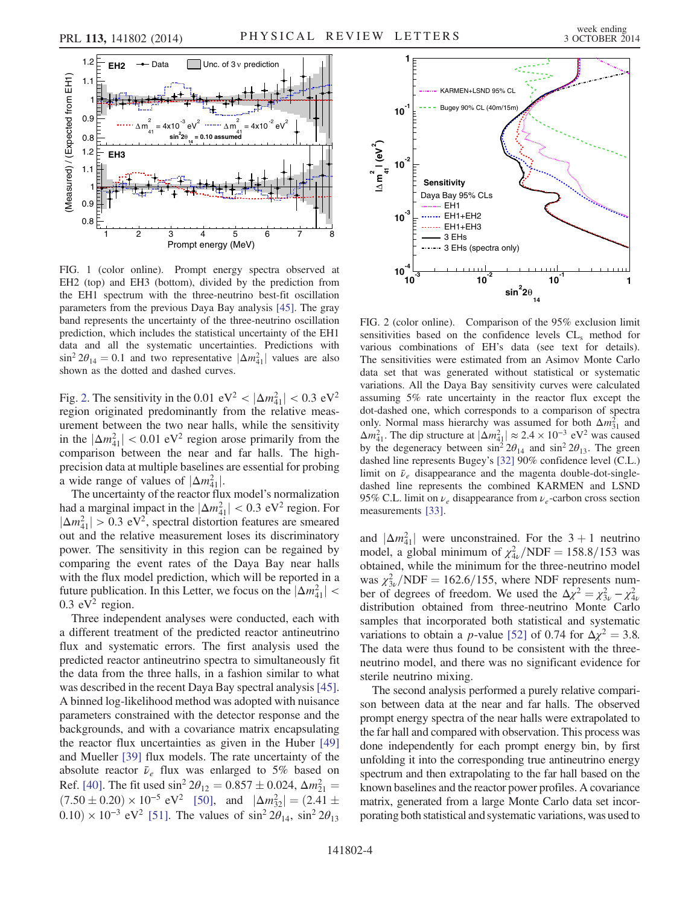FIG. 1 (color online). Prompt energy spectra observed at EH2 (top) and EH3 (bottom), divided by the prediction from the EH1 spectrum with the three-neutrino best-fit oscillation parameters from the previous Daya Bay analysis [45]. The gray band represents the uncertainty of the three-neutrino oscillation prediction, which includes the statistical uncertainty of the EH1 data and all the systematic uncertainties. Predictions with $\sin^2 2\theta_{14} = 0.1$ and two representative $|\Delta m^2_{41}|$ values are also shown as the dotted and dashed curves.

FIG. 2 (color online). Comparison of the 95% exclusion limit sensitivities based on the confidence levels $\mathrm{CL_s}$ method for various combinations of EH's data (see text for details). The sensitivities were estimated from an Asimov Monte Carlo data set that was generated without statistical or systematic variations. All the Daya Bay sensitivity curves were calculated assuming 5% rate uncertainty in the reactor flux except the dot-dashed one, which corresponds to a comparison of spectra only. Normal mass hierarchy was assumed for both $\Delta m^2_{31}$ and $\Delta m^2_{41}$. The dip structure at $|\Delta m^2_{41}| \approx 2.4 \times 10^{-3}$ eV$^2$ was caused by the degeneracy between $\sin^2 2\theta_{14}$ and $\sin^2 2\theta_{13}$. The green dashed line represents Bugey's [32] 90% confidence level (C.L.) limit on $\bar{\nu}_e$ disappearance and the magenta double-dot-single-dashed line represents the combined KARMEN and LSND 95% C.L. limit on $\nu_e$ disappearance from $\nu_e$-carbon cross section measurements [33].

Fig. 2. The sensitivity in the 0.01 eV$^2$ $< |\Delta m^2_{41}| <$ 0.3 eV$^2$ region originated predominantly from the relative measurement between the two near halls, while the sensitivity in the $|\Delta m^2_{41}| <$ 0.01 eV$^2$ region arose primarily from the comparison between the near and far halls. The high-precision data at multiple baselines are essential for probing a wide range of values of $|\Delta m^2_{41}|$.

The uncertainty of the reactor flux model's normalization had a marginal impact in the $|\Delta m^2_{41}| <$ 0.3 eV$^2$ region. For $|\Delta m^2_{41}| >$ 0.3 eV$^2$, spectral distortion features are smeared out and the relative measurement loses its discriminatory power. The sensitivity in this region can be regained by comparing the event rates of the Daya Bay near halls with the flux model prediction, which will be reported in a future publication. In this Letter, we focus on the $|\Delta m^2_{41}| <$ 0.3 eV$^2$ region.

Three independent analyses were conducted, each with a different treatment of the predicted reactor antineutrino flux and systematic errors. The first analysis used the predicted reactor antineutrino spectra to simultaneously fit the data from the three halls, in a fashion similar to what was described in the recent Daya Bay spectral analysis [45]. A binned log-likelihood method was adopted with nuisance parameters constrained with the detector response and the backgrounds, and with a covariance matrix encapsulating the reactor flux uncertainties as given in the Huber [49] and Mueller [39] flux models. The rate uncertainty of the absolute reactor $\bar{\nu}_e$ flux was enlarged to 5% based on Ref. [40]. The fit used $\sin^2 2\theta_{12} = 0.857 \pm 0.024$, $\Delta m^2_{21} = (7.50 \pm 0.20) \times 10^{-5}$ eV$^2$ [50], and $|\Delta m^2_{32}| = (2.41 \pm 0.10) \times 10^{-3}$ eV$^2$ [51]. The values of $\sin^2 2\theta_{14}$, $\sin^2 2\theta_{13}$ and $|\Delta m^2_{41}|$ were unconstrained. For the 3 + 1 neutrino model, a global minimum of $\chi^2_{4\nu}/\mathrm{NDF} = 158.8/153$ was obtained, while the minimum for the three-neutrino model was $\chi^2_{3\nu}/\mathrm{NDF} = 162.6/155$, where NDF represents number of degrees of freedom. We used the $\Delta\chi^2 = \chi^2_{3\nu} - \chi^2_{4\nu}$ distribution obtained from three-neutrino Monte Carlo samples that incorporated both statistical and systematic variations to obtain a $p$-value [52] of 0.74 for $\Delta\chi^2 = 3.8$. The data were thus found to be consistent with the three-neutrino model, and there was no significant evidence for sterile neutrino mixing.

The second analysis performed a purely relative comparison between data at the near and far halls. The observed prompt energy spectra of the near halls were extrapolated to the far hall and compared with observation. This process was done independently for each prompt energy bin, by first unfolding it into the corresponding true antineutrino energy spectrum and then extrapolating to the far hall based on the known baselines and the reactor power profiles. A covariance matrix, generated from a large Monte Carlo data set incorporating both statistical and systematic variations, was used to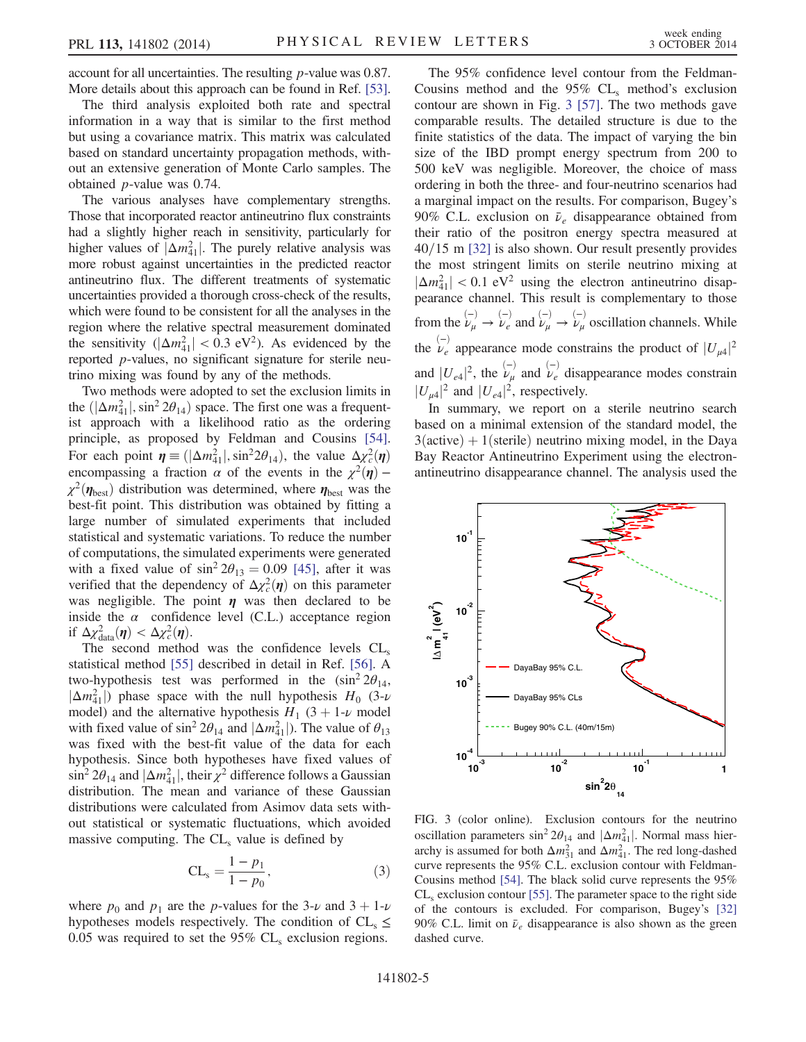account for all uncertainties. The resulting $p$-value was 0.87. More details about this approach can be found in Ref. [53].

The third analysis exploited both rate and spectral information in a way that is similar to the first method but using a covariance matrix. This matrix was calculated based on standard uncertainty propagation methods, without an extensive generation of Monte Carlo samples. The obtained $p$-value was 0.74.

The various analyses have complementary strengths. Those that incorporated reactor antineutrino flux constraints had a slightly higher reach in sensitivity, particularly for higher values of $|\Delta m^2_{41}|$. The purely relative analysis was more robust against uncertainties in the predicted reactor antineutrino flux. The different treatments of systematic uncertainties provided a thorough cross-check of the results, which were found to be consistent for all the analyses in the region where the relative spectral measurement dominated the sensitivity ($|\Delta m^2_{41}| < 0.3$ eV$^2$). As evidenced by the reported $p$-values, no significant signature for sterile neutrino mixing was found by any of the methods.

Two methods were adopted to set the exclusion limits in the $(|\Delta m^2_{41}|, \sin^2 2\theta_{14})$ space. The first one was a frequentist approach with a likelihood ratio as the ordering principle, as proposed by Feldman and Cousins [54]. For each point $\boldsymbol{\eta} \equiv (|\Delta m^2_{41}|, \sin^2 2\theta_{14})$, the value $\Delta\chi^2_c(\boldsymbol{\eta})$ encompassing a fraction $\alpha$ of the events in the $\chi^2(\boldsymbol{\eta}) - \chi^2(\boldsymbol{\eta}_{\rm best})$ distribution was determined, where $\boldsymbol{\eta}_{\rm best}$ was the best-fit point. This distribution was obtained by fitting a large number of simulated experiments that included statistical and systematic variations. To reduce the number of computations, the simulated experiments were generated with a fixed value of $\sin^2 2\theta_{13} = 0.09$ [45], after it was verified that the dependency of $\Delta\chi^2_c(\boldsymbol{\eta})$ on this parameter was negligible. The point $\boldsymbol{\eta}$ was then declared to be inside the $\alpha$ confidence level (C.L.) acceptance region if $\Delta\chi^2_{\rm data}(\boldsymbol{\eta}) < \Delta\chi^2_c(\boldsymbol{\eta})$.

The second method was the confidence levels $\mathrm{CL_s}$ statistical method [55] described in detail in Ref. [56]. A two-hypothesis test was performed in the $(\sin^2 2\theta_{14}, |\Delta m^2_{41}|)$ phase space with the null hypothesis $H_0$ (3-$\nu$ model) and the alternative hypothesis $H_1$ (3 + 1-$\nu$ model) with fixed value of $\sin^2 2\theta_{14}$ and $|\Delta m^2_{41}|$). The value of $\theta_{13}$ was fixed with the best-fit value of the data for each hypothesis. Since both hypotheses have fixed values of $\sin^2 2\theta_{14}$ and $|\Delta m^2_{41}|$, their $\chi^2$ difference follows a Gaussian distribution. The mean and variance of these Gaussian distributions were calculated from Asimov data sets without statistical or systematic fluctuations, which avoided massive computing. The $\mathrm{CL_s}$ value is defined by

$$\mathrm{CL_s} = \frac{1 - p_1}{1 - p_0}, \tag{3}$$

where $p_0$ and $p_1$ are the $p$-values for the 3-$\nu$ and 3 + 1-$\nu$ hypotheses models respectively. The condition of $\mathrm{CL_s} \leq 0.05$ was required to set the 95% $\mathrm{CL_s}$ exclusion regions.

The 95% confidence level contour from the Feldman-Cousins method and the 95% $\mathrm{CL_s}$ method's exclusion contour are shown in Fig. 3 [57]. The two methods gave comparable results. The detailed structure is due to the finite statistics of the data. The impact of varying the bin size of the IBD prompt energy spectrum from 200 to 500 keV was negligible. Moreover, the choice of mass ordering in both the three- and four-neutrino scenarios had a marginal impact on the results. For comparison, Bugey's 90% C.L. exclusion on $\bar{\nu}_e$ disappearance obtained from their ratio of the positron energy spectra measured at 40/15 m [32] is also shown. Our result presently provides the most stringent limits on sterile neutrino mixing at $|\Delta m^2_{41}| < 0.1$ eV$^2$ using the electron antineutrino disappearance channel. This result is complementary to those from the $\overset{(-)}{\nu}_\mu \to \overset{(-)}{\nu}_e$ and $\overset{(-)}{\nu}_\mu \to \overset{(-)}{\nu}_\mu$ oscillation channels. While the $\overset{(-)}{\nu}_e$ appearance mode constrains the product of $|U_{\mu 4}|^2$ and $|U_{e4}|^2$, the $\overset{(-)}{\nu}_\mu$ and $\overset{(-)}{\nu}_e$ disappearance modes constrain $|U_{\mu 4}|^2$ and $|U_{e4}|^2$, respectively.

In summary, we report on a sterile neutrino search based on a minimal extension of the standard model, the 3(active) + 1(sterile) neutrino mixing model, in the Daya Bay Reactor Antineutrino Experiment using the electron-antineutrino disappearance channel. The analysis used the

FIG. 3 (color online). Exclusion contours for the neutrino oscillation parameters $\sin^2 2\theta_{14}$ and $|\Delta m^2_{41}|$. Normal mass hierarchy is assumed for both $\Delta m^2_{31}$ and $\Delta m^2_{41}$. The red long-dashed curve represents the 95% C.L. exclusion contour with Feldman-Cousins method [54]. The black solid curve represents the 95% $\mathrm{CL_s}$ exclusion contour [55]. The parameter space to the right side of the contours is excluded. For comparison, Bugey's [32] 90% C.L. limit on $\bar{\nu}_e$ disappearance is also shown as the green dashed curve.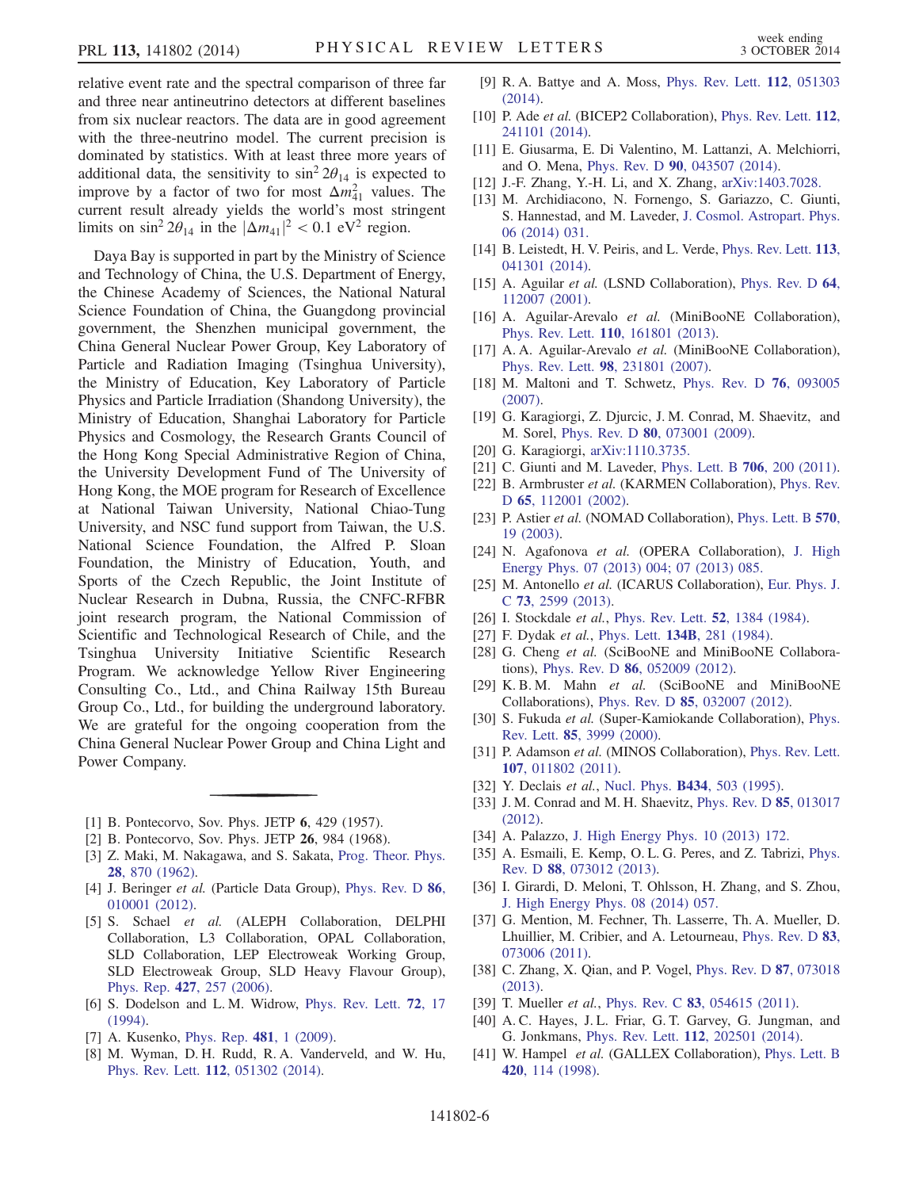relative event rate and the spectral comparison of three far and three near antineutrino detectors at different baselines from six nuclear reactors. The data are in good agreement with the three-neutrino model. The current precision is dominated by statistics. With at least three more years of additional data, the sensitivity to $\sin^2 2\theta_{14}$ is expected to improve by a factor of two for most $\Delta m^2_{41}$ values. The current result already yields the world's most stringent limits on $\sin^2 2\theta_{14}$ in the $|\Delta m_{41}|^2 < 0.1$ eV$^2$ region.

Daya Bay is supported in part by the Ministry of Science and Technology of China, the U.S. Department of Energy, the Chinese Academy of Sciences, the National Natural Science Foundation of China, the Guangdong provincial government, the Shenzhen municipal government, the China General Nuclear Power Group, Key Laboratory of Particle and Radiation Imaging (Tsinghua University), the Ministry of Education, Key Laboratory of Particle Physics and Particle Irradiation (Shandong University), the Ministry of Education, Shanghai Laboratory for Particle Physics and Cosmology, the Research Grants Council of the Hong Kong Special Administrative Region of China, the University Development Fund of The University of Hong Kong, the MOE program for Research of Excellence at National Taiwan University, National Chiao-Tung University, and NSC fund support from Taiwan, the U.S. National Science Foundation, the Alfred P. Sloan Foundation, the Ministry of Education, Youth, and Sports of the Czech Republic, the Joint Institute of Nuclear Research in Dubna, Russia, the CNFC-RFBR joint research program, the National Commission of Scientific and Technological Research of Chile, and the Tsinghua University Initiative Scientific Research Program. We acknowledge Yellow River Engineering Consulting Co., Ltd., and China Railway 15th Bureau Group Co., Ltd., for building the underground laboratory. We are grateful for the ongoing cooperation from the China General Nuclear Power Group and China Light and Power Company.

---

[1] B. Pontecorvo, Sov. Phys. JETP **6**, 429 (1957).
[2] B. Pontecorvo, Sov. Phys. JETP **26**, 984 (1968).
[3] Z. Maki, M. Nakagawa, and S. Sakata, Prog. Theor. Phys. **28**, 870 (1962).
[4] J. Beringer *et al.* (Particle Data Group), Phys. Rev. D **86**, 010001 (2012).
[5] S. Schael *et al.* (ALEPH Collaboration, DELPHI Collaboration, L3 Collaboration, OPAL Collaboration, SLD Collaboration, LEP Electroweak Working Group, SLD Electroweak Group, SLD Heavy Flavour Group), Phys. Rep. **427**, 257 (2006).
[6] S. Dodelson and L. M. Widrow, Phys. Rev. Lett. **72**, 17 (1994).
[7] A. Kusenko, Phys. Rep. **481**, 1 (2009).
[8] M. Wyman, D. H. Rudd, R. A. Vanderveld, and W. Hu, Phys. Rev. Lett. **112**, 051302 (2014).
[9] R. A. Battye and A. Moss, Phys. Rev. Lett. **112**, 051303 (2014).
[10] P. Ade *et al.* (BICEP2 Collaboration), Phys. Rev. Lett. **112**, 241101 (2014).
[11] E. Giusarma, E. Di Valentino, M. Lattanzi, A. Melchiorri, and O. Mena, Phys. Rev. D **90**, 043507 (2014).
[12] J.-F. Zhang, Y.-H. Li, and X. Zhang, arXiv:1403.7028.
[13] M. Archidiacono, N. Fornengo, S. Gariazzo, C. Giunti, S. Hannestad, and M. Laveder, J. Cosmol. Astropart. Phys. 06 (2014) 031.
[14] B. Leistedt, H. V. Peiris, and L. Verde, Phys. Rev. Lett. **113**, 041301 (2014).
[15] A. Aguilar *et al.* (LSND Collaboration), Phys. Rev. D **64**, 112007 (2001).
[16] A. Aguilar-Arevalo *et al.* (MiniBooNE Collaboration), Phys. Rev. Lett. **110**, 161801 (2013).
[17] A. A. Aguilar-Arevalo *et al.* (MiniBooNE Collaboration), Phys. Rev. Lett. **98**, 231801 (2007).
[18] M. Maltoni and T. Schwetz, Phys. Rev. D **76**, 093005 (2007).
[19] G. Karagiorgi, Z. Djurcic, J. M. Conrad, M. Shaevitz, and M. Sorel, Phys. Rev. D **80**, 073001 (2009).
[20] G. Karagiorgi, arXiv:1110.3735.
[21] C. Giunti and M. Laveder, Phys. Lett. B **706**, 200 (2011).
[22] B. Armbruster *et al.* (KARMEN Collaboration), Phys. Rev. D **65**, 112001 (2002).
[23] P. Astier *et al.* (NOMAD Collaboration), Phys. Lett. B **570**, 19 (2003).
[24] N. Agafonova *et al.* (OPERA Collaboration), J. High Energy Phys. 07 (2013) 004; 07 (2013) 085.
[25] M. Antonello *et al.* (ICARUS Collaboration), Eur. Phys. J. C **73**, 2599 (2013).
[26] I. Stockdale *et al.*, Phys. Rev. Lett. **52**, 1384 (1984).
[27] F. Dydak *et al.*, Phys. Lett. **134B**, 281 (1984).
[28] G. Cheng *et al.* (SciBooNE and MiniBooNE Collaborations), Phys. Rev. D **86**, 052009 (2012).
[29] K. B. M. Mahn *et al.* (SciBooNE and MiniBooNE Collaborations), Phys. Rev. D **85**, 032007 (2012).
[30] S. Fukuda *et al.* (Super-Kamiokande Collaboration), Phys. Rev. Lett. **85**, 3999 (2000).
[31] P. Adamson *et al.* (MINOS Collaboration), Phys. Rev. Lett. **107**, 011802 (2011).
[32] Y. Declais *et al.*, Nucl. Phys. **B434**, 503 (1995).
[33] J. M. Conrad and M. H. Shaevitz, Phys. Rev. D **85**, 013017 (2012).
[34] A. Palazzo, J. High Energy Phys. 10 (2013) 172.
[35] A. Esmaili, E. Kemp, O. L. G. Peres, and Z. Tabrizi, Phys. Rev. D **88**, 073012 (2013).
[36] I. Girardi, D. Meloni, T. Ohlsson, H. Zhang, and S. Zhou, J. High Energy Phys. 08 (2014) 057.
[37] G. Mention, M. Fechner, Th. Lasserre, Th. A. Mueller, D. Lhuillier, M. Cribier, and A. Letourneau, Phys. Rev. D **83**, 073006 (2011).
[38] C. Zhang, X. Qian, and P. Vogel, Phys. Rev. D **87**, 073018 (2013).
[39] T. Mueller *et al.*, Phys. Rev. C **83**, 054615 (2011).
[40] A. C. Hayes, J. L. Friar, G. T. Garvey, G. Jungman, and G. Jonkmans, Phys. Rev. Lett. **112**, 202501 (2014).
[41] W. Hampel *et al.* (GALLEX Collaboration), Phys. Lett. B **420**, 114 (1998).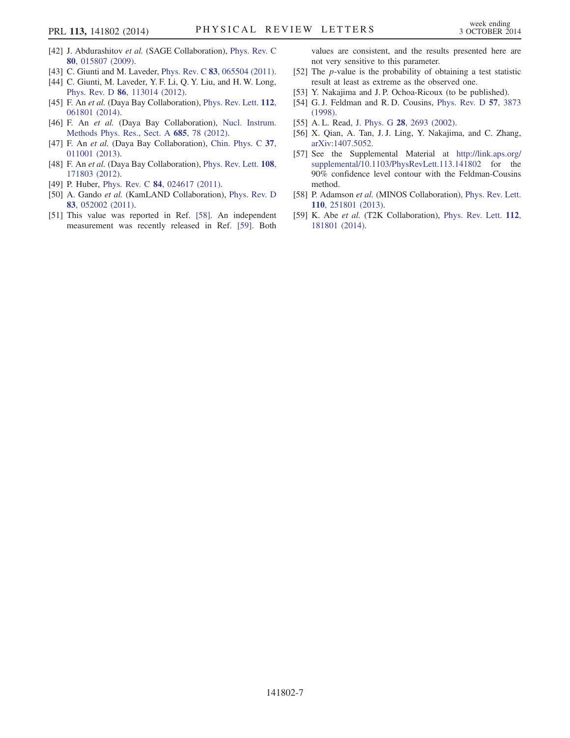[42] J. Abdurashitov *et al.* (SAGE Collaboration), Phys. Rev. C **80**, 015807 (2009).

[43] C. Giunti and M. Laveder, Phys. Rev. C **83**, 065504 (2011).

[44] C. Giunti, M. Laveder, Y. F. Li, Q. Y. Liu, and H. W. Long, Phys. Rev. D **86**, 113014 (2012).

[45] F. An *et al.* (Daya Bay Collaboration), Phys. Rev. Lett. **112**, 061801 (2014).

[46] F. An *et al.* (Daya Bay Collaboration), Nucl. Instrum. Methods Phys. Res., Sect. A **685**, 78 (2012).

[47] F. An *et al.* (Daya Bay Collaboration), Chin. Phys. C **37**, 011001 (2013).

[48] F. An *et al.* (Daya Bay Collaboration), Phys. Rev. Lett. **108**, 171803 (2012).

[49] P. Huber, Phys. Rev. C **84**, 024617 (2011).

[50] A. Gando *et al.* (KamLAND Collaboration), Phys. Rev. D **83**, 052002 (2011).

[51] This value was reported in Ref. [58]. An independent measurement was recently released in Ref. [59]. Both values are consistent, and the results presented here are not very sensitive to this parameter.

[52] The *p*-value is the probability of obtaining a test statistic result at least as extreme as the observed one.

[53] Y. Nakajima and J. P. Ochoa-Ricoux (to be published).

[54] G. J. Feldman and R. D. Cousins, Phys. Rev. D **57**, 3873 (1998).

[55] A. L. Read, J. Phys. G **28**, 2693 (2002).

[56] X. Qian, A. Tan, J. J. Ling, Y. Nakajima, and C. Zhang, arXiv:1407.5052.

[57] See the Supplemental Material at http://link.aps.org/supplemental/10.1103/PhysRevLett.113.141802 for the 90% confidence level contour with the Feldman-Cousins method.

[58] P. Adamson *et al.* (MINOS Collaboration), Phys. Rev. Lett. **110**, 251801 (2013).

[59] K. Abe *et al.* (T2K Collaboration), Phys. Rev. Lett. **112**, 181801 (2014).